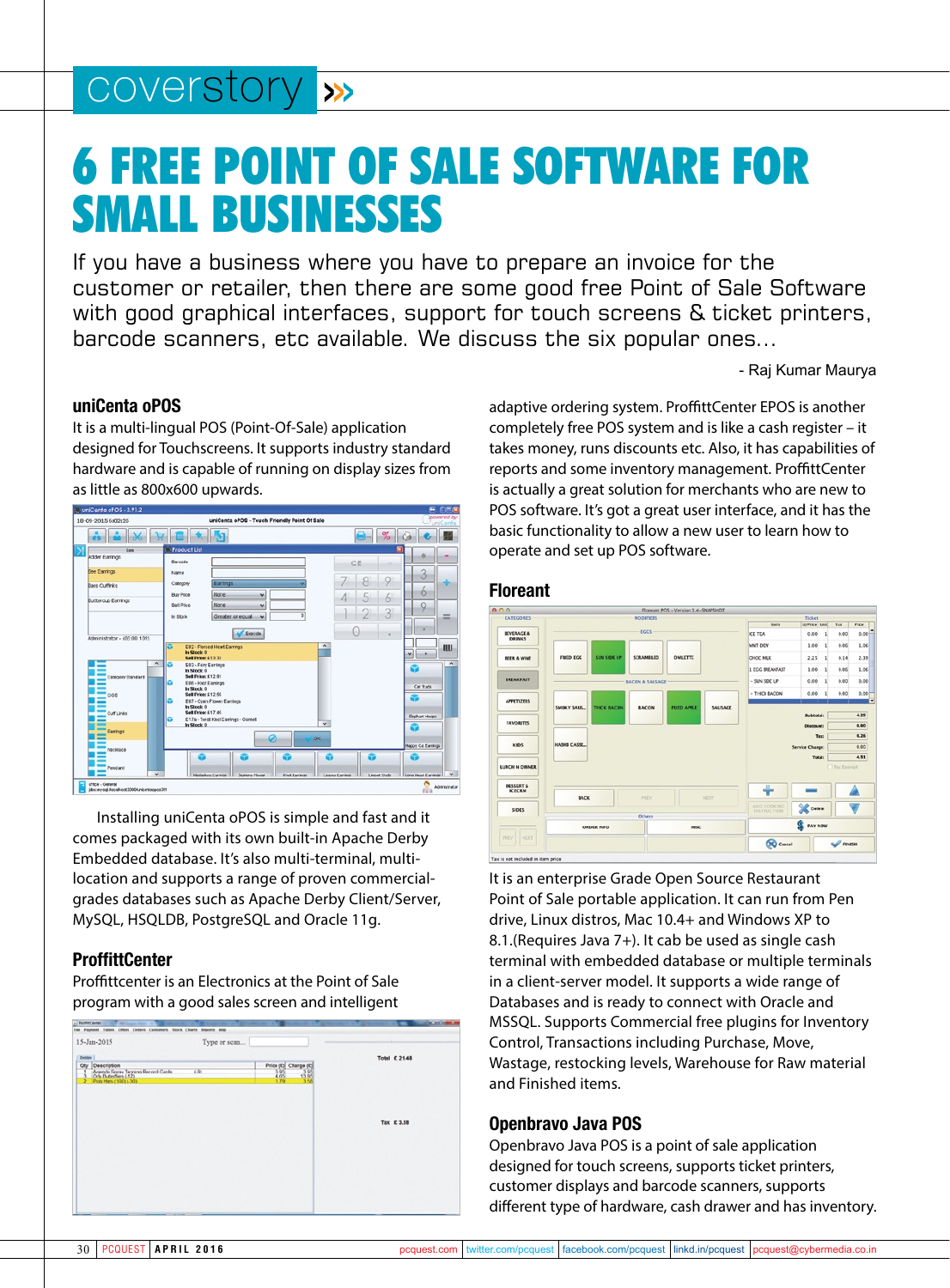coverstory

# 6 FREE POINT OF SALE SOFTWARE FOR SMALL BUSINESSES

If you have a business where you have to prepare an invoice for the customer or retailer, then there are some good free Point of Sale Software with good graphical interfaces, support for touch screens & ticket printers, barcode scanners, etc available. We discuss the six popular ones...

- Raj Kumar Maurya

## uniCenta oPOS

It is a multi-lingual POS (Point-Of-Sale) application designed for Touchscreens. It supports industry standard hardware and is capable of running on display sizes from as little as 800x600 upwards.

Installing uniCenta oPOS is simple and fast and it comes packaged with its own built-in Apache Derby Embedded database. It's also multi-terminal, multi-location and supports a range of proven commercial-grades databases such as Apache Derby Client/Server, MySQL, HSQLDB, PostgreSQL and Oracle 11g.

## ProffittCenter

Proffittcenter is an Electronics at the Point of Sale program with a good sales screen and intelligent adaptive ordering system. ProffittCenter EPOS is another completely free POS system and is like a cash register – it takes money, runs discounts etc. Also, it has capabilities of reports and some inventory management. ProffittCenter is actually a great solution for merchants who are new to POS software. It's got a great user interface, and it has the basic functionality to allow a new user to learn how to operate and set up POS software.

## Floreant

It is an enterprise Grade Open Source Restaurant Point of Sale portable application. It can run from Pen drive, Linux distros, Mac 10.4+ and Windows XP to 8.1.(Requires Java 7+). It cab be used as single cash terminal with embedded database or multiple terminals in a client-server model. It supports a wide range of Databases and is ready to connect with Oracle and MSSQL. Supports Commercial free plugins for Inventory Control, Transactions including Purchase, Move, Wastage, restocking levels, Warehouse for Raw material and Finished items.

## Openbravo Java POS

Openbravo Java POS is a point of sale application designed for touch screens, supports ticket printers, customer displays and barcode scanners, supports different type of hardware, cash drawer and has inventory.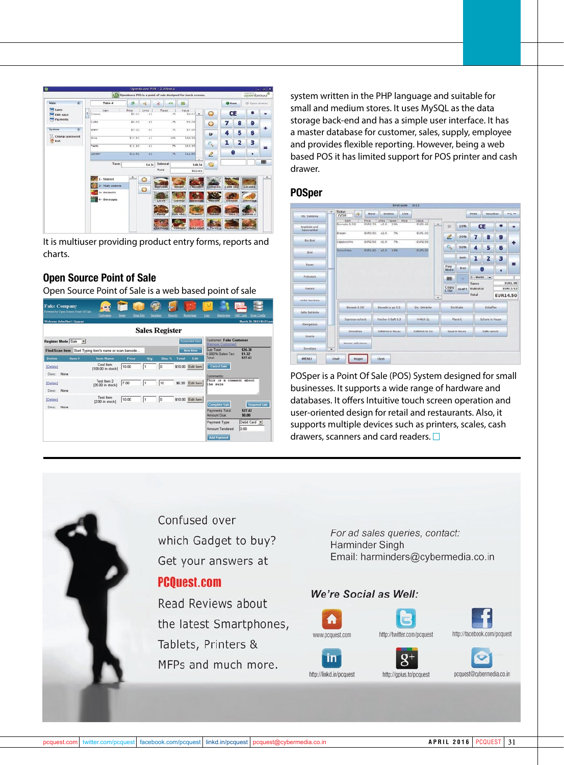It is multiuser providing product entry forms, reports and charts.

## Open Source Point of Sale

Open Source Point of Sale is a web based point of sale system written in the PHP language and suitable for small and medium stores. It uses MySQL as the data storage back-end and has a simple user interface. It has a master database for customer, sales, supply, employee and provides flexible reporting. However, being a web based POS it has limited support for POS printer and cash drawer.

## POSper

POSper is a Point Of Sale (POS) System designed for small businesses. It supports a wide range of hardware and databases. It offers Intuitive touch screen operation and user-oriented design for retail and restaurants. Also, it supports multiple devices such as printers, scales, cash drawers, scanners and card readers. □

---

Confused over which Gadget to buy? Get your answers at

**PCQuest.com**

Read Reviews about the latest Smartphones, Tablets, Printers & MFPs and much more.

*For ad sales queries, contact:*
Harminder Singh
Email: harminders@cybermedia.co.in

***We're Social as Well:***

www.pcquest.com
http://twitter.com/pcquest
http://facebook.com/pcquest
http://linkd.in/pcquest
http://gplus.to/pcquest
pcquest@cybermedia.co.in